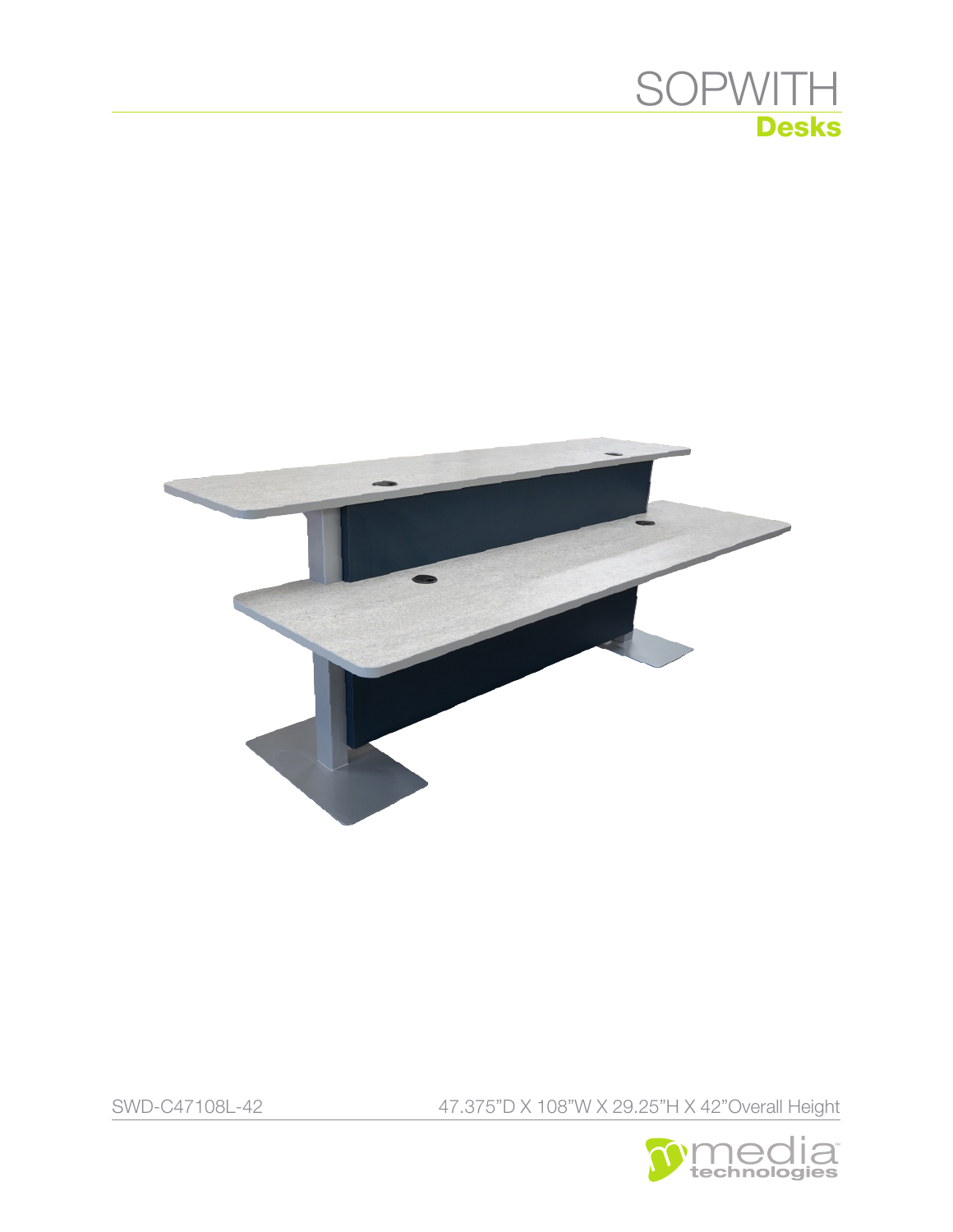# SOPWITH

## Desks

SWD-C47108L-42

47.375"D X 108"W X 29.25"H X 42"Overall Height

media technologies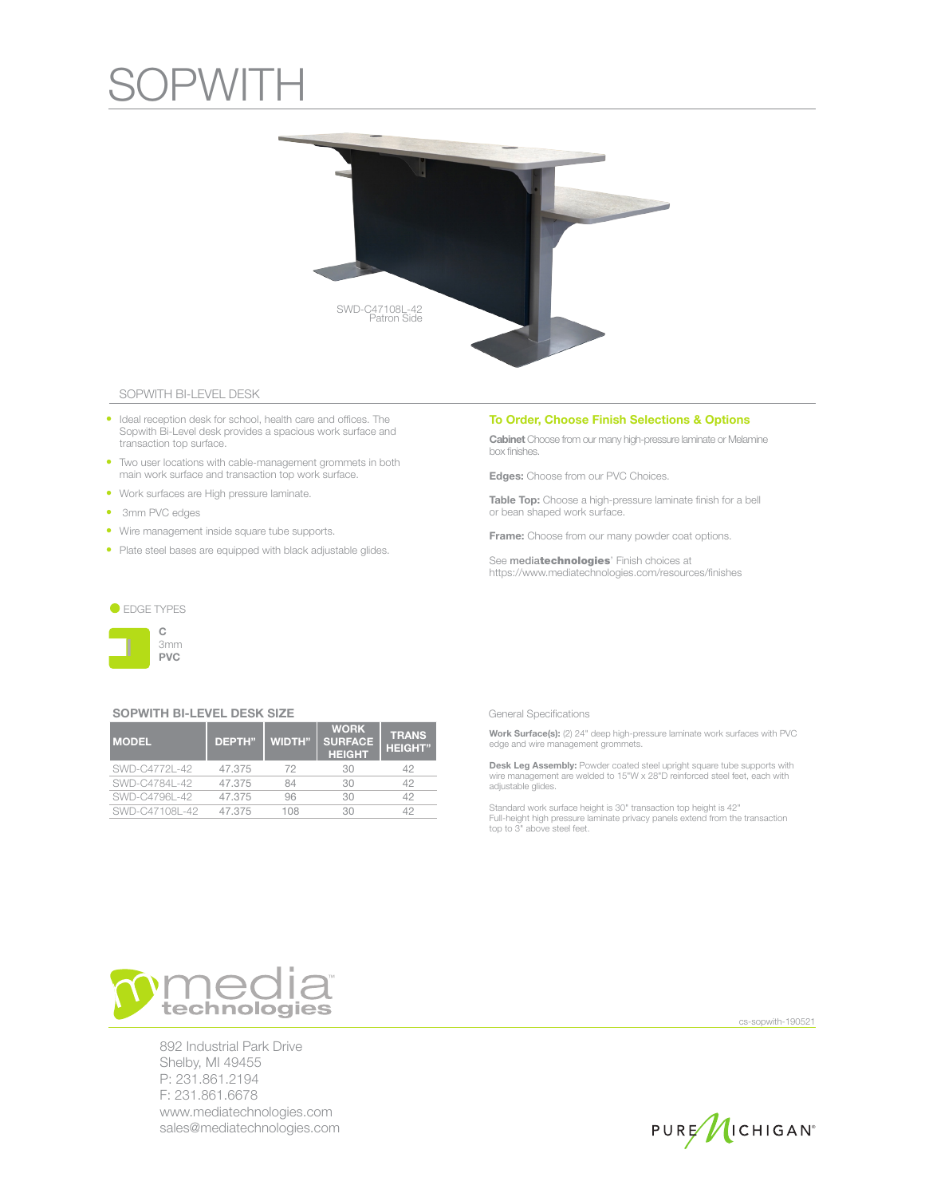# SOPWITH

SWD-C47108L-42
Patron Side

## SOPWITH BI-LEVEL DESK

- Ideal reception desk for school, health care and offices. The Sopwith Bi-Level desk provides a spacious work surface and transaction top surface.
- Two user locations with cable-management grommets in both main work surface and transaction top work surface.
- Work surfaces are High pressure laminate.
- 3mm PVC edges
- Wire management inside square tube supports.
- Plate steel bases are equipped with black adjustable glides.

### To Order, Choose Finish Selections & Options

**Cabinet** Choose from our many high-pressure laminate or Melamine box finishes.

**Edges:** Choose from our PVC Choices.

**Table Top:** Choose a high-pressure laminate finish for a bell or bean shaped work surface.

**Frame:** Choose from our many powder coat options.

See **mediatechnologies**' Finish choices at https://www.mediatechnologies.com/resources/finishes

### EDGE TYPES

**C**
3mm
**PVC**

### SOPWITH BI-LEVEL DESK SIZE

| MODEL | DEPTH" | WIDTH" | WORK SURFACE HEIGHT | TRANS HEIGHT" |
|---|---|---|---|---|
| SWD-C4772L-42 | 47.375 | 72 | 30 | 42 |
| SWD-C4784L-42 | 47.375 | 84 | 30 | 42 |
| SWD-C4796L-42 | 47.375 | 96 | 30 | 42 |
| SWD-C47108L-42 | 47.375 | 108 | 30 | 42 |

### General Specifications

**Work Surface(s):** (2) 24" deep high-pressure laminate work surfaces with PVC edge and wire management grommets.

**Desk Leg Assembly:** Powder coated steel upright square tube supports with wire management are welded to 15"W x 28"D reinforced steel feet, each with adjustable glides.

Standard work surface height is 30" transaction top height is 42"
Full-height high pressure laminate privacy panels extend from the transaction top to 3" above steel feet.

cs-sopwith-190521

media technologies

892 Industrial Park Drive
Shelby, MI 49455
P: 231.861.2194
F: 231.861.6678
www.mediatechnologies.com
sales@mediatechnologies.com

PURE MICHIGAN